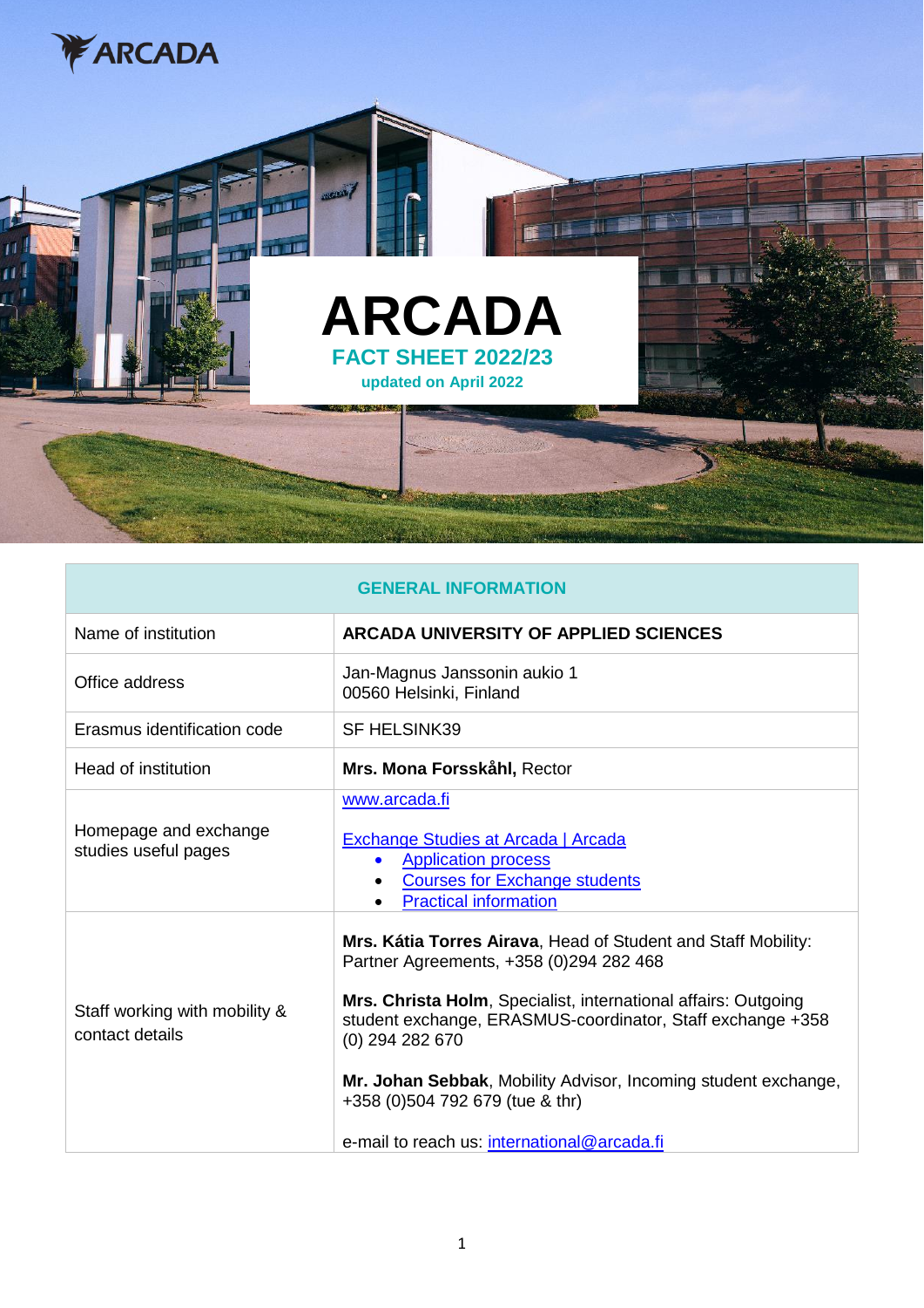ARCADA

# ARCADA

## FACT SHEET 2022/23

**updated on April 2022**

| GENERAL INFORMATION | |
|---|---|
| Name of institution | **ARCADA UNIVERSITY OF APPLIED SCIENCES** |
| Office address | Jan-Magnus Janssonin aukio 1<br>00560 Helsinki, Finland |
| Erasmus identification code | SF HELSINK39 |
| Head of institution | **Mrs. Mona Forsskåhl,** Rector |
| Homepage and exchange studies useful pages | [www.arcada.fi](www.arcada.fi)<br><br>Exchange Studies at Arcada \| Arcada<br>• Application process<br>• Courses for Exchange students<br>• Practical information |
| Staff working with mobility & contact details | **Mrs. Kátia Torres Airava**, Head of Student and Staff Mobility: Partner Agreements, +358 (0)294 282 468<br><br>**Mrs. Christa Holm**, Specialist, international affairs: Outgoing student exchange, ERASMUS-coordinator, Staff exchange +358 (0) 294 282 670<br><br>**Mr. Johan Sebbak**, Mobility Advisor, Incoming student exchange, +358 (0)504 792 679 (tue & thr)<br><br>e-mail to reach us: international@arcada.fi |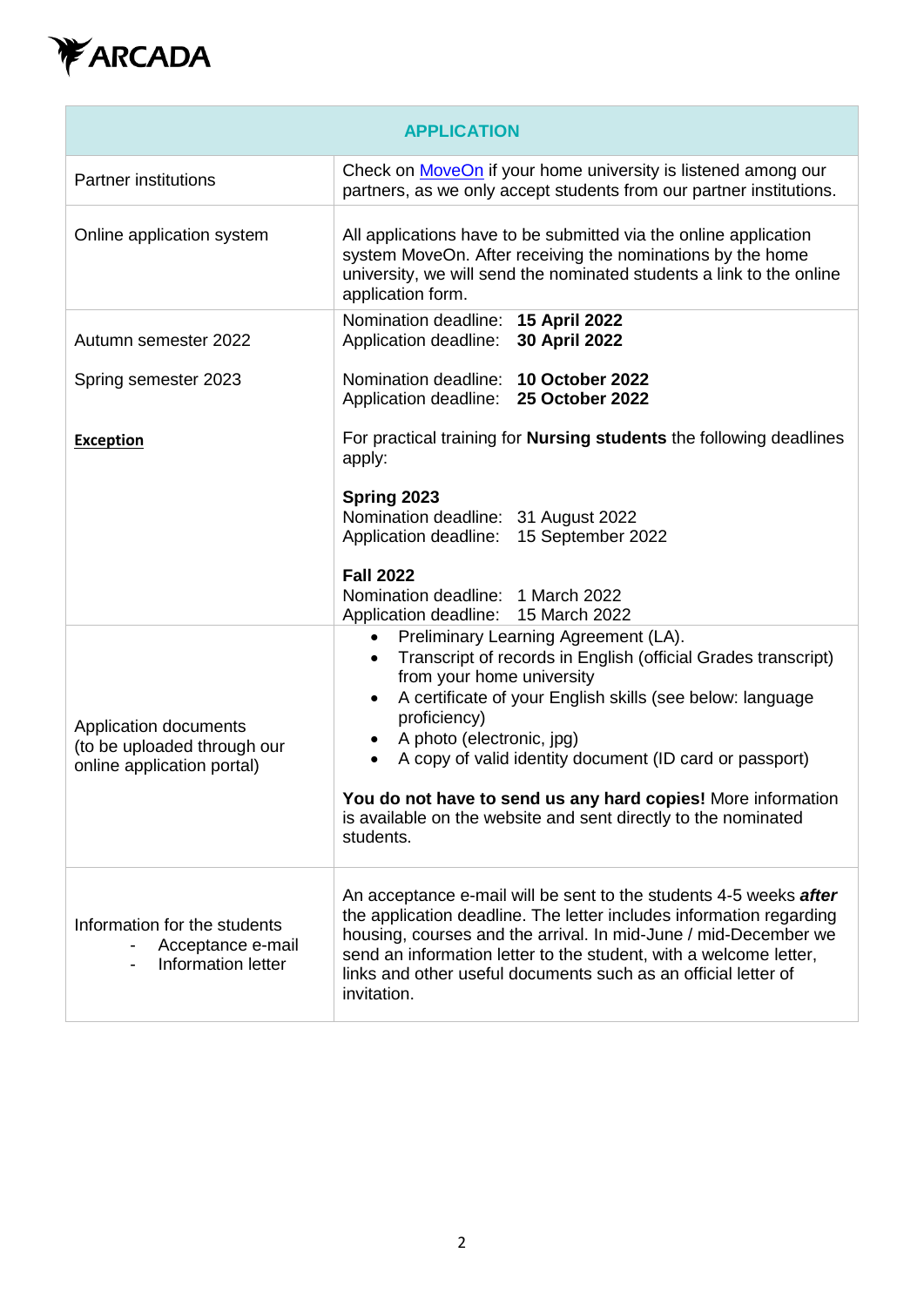| APPLICATION | |
|---|---|
| Partner institutions | Check on [MoveOn](MoveOn) if your home university is listened among our partners, as we only accept students from our partner institutions. |
| Online application system | All applications have to be submitted via the online application system MoveOn. After receiving the nominations by the home university, we will send the nominated students a link to the online application form. |
| Autumn semester 2022<br><br>Spring semester 2023<br><br>**Exception** | Nomination deadline: **15 April 2022**<br>Application deadline: **30 April 2022**<br><br>Nomination deadline: **10 October 2022**<br>Application deadline: **25 October 2022**<br><br>For practical training for **Nursing students** the following deadlines apply:<br><br>**Spring 2023**<br>Nomination deadline: 31 August 2022<br>Application deadline: 15 September 2022<br><br>**Fall 2022**<br>Nomination deadline: 1 March 2022<br>Application deadline: 15 March 2022 |
| Application documents (to be uploaded through our online application portal) | • Preliminary Learning Agreement (LA).<br>• Transcript of records in English (official Grades transcript) from your home university<br>• A certificate of your English skills (see below: language proficiency)<br>• A photo (electronic, jpg)<br>• A copy of valid identity document (ID card or passport)<br><br>**You do not have to send us any hard copies!** More information is available on the website and sent directly to the nominated students. |
| Information for the students<br>- Acceptance e-mail<br>- Information letter | An acceptance e-mail will be sent to the students 4-5 weeks ***after*** the application deadline. The letter includes information regarding housing, courses and the arrival. In mid-June / mid-December we send an information letter to the student, with a welcome letter, links and other useful documents such as an official letter of invitation. |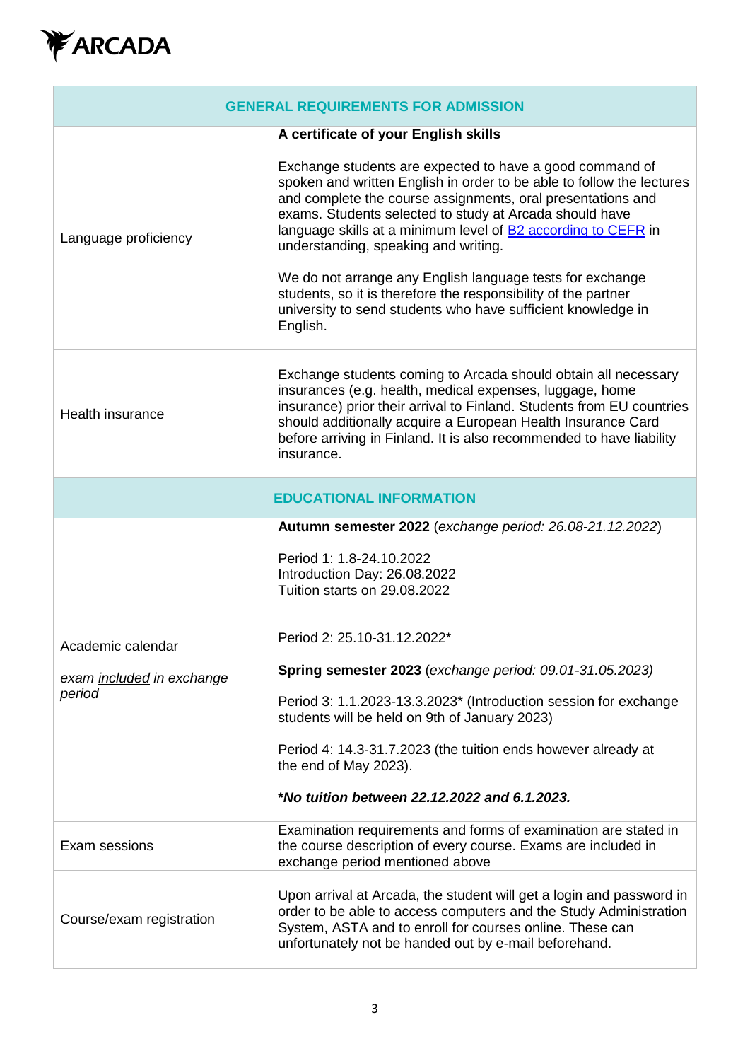| GENERAL REQUIREMENTS FOR ADMISSION | |
|---|---|
| Language proficiency | **A certificate of your English skills**<br><br>Exchange students are expected to have a good command of spoken and written English in order to be able to follow the lectures and complete the course assignments, oral presentations and exams. Students selected to study at Arcada should have language skills at a minimum level of [B2 according to CEFR]() in understanding, speaking and writing.<br><br>We do not arrange any English language tests for exchange students, so it is therefore the responsibility of the partner university to send students who have sufficient knowledge in English. |
| Health insurance | Exchange students coming to Arcada should obtain all necessary insurances (e.g. health, medical expenses, luggage, home insurance) prior their arrival to Finland. Students from EU countries should additionally acquire a European Health Insurance Card before arriving in Finland. It is also recommended to have liability insurance. |
| **EDUCATIONAL INFORMATION** | |
| Academic calendar<br><br>*exam included in exchange period* | **Autumn semester 2022** (*exchange period: 26.08-21.12.2022*)<br><br>Period 1: 1.8-24.10.2022<br>Introduction Day: 26.08.2022<br>Tuition starts on 29.08.2022<br><br>Period 2: 25.10-31.12.2022*<br><br>**Spring semester 2023** (*exchange period: 09.01-31.05.2023)*<br><br>Period 3: 1.1.2023-13.3.2023* (Introduction session for exchange students will be held on 9th of January 2023)<br><br>Period 4: 14.3-31.7.2023 (the tuition ends however already at the end of May 2023).<br><br>***No tuition between 22.12.2022 and 6.1.2023.*** |
| Exam sessions | Examination requirements and forms of examination are stated in the course description of every course. Exams are included in exchange period mentioned above |
| Course/exam registration | Upon arrival at Arcada, the student will get a login and password in order to be able to access computers and the Study Administration System, ASTA and to enroll for courses online. These can unfortunately not be handed out by e-mail beforehand. |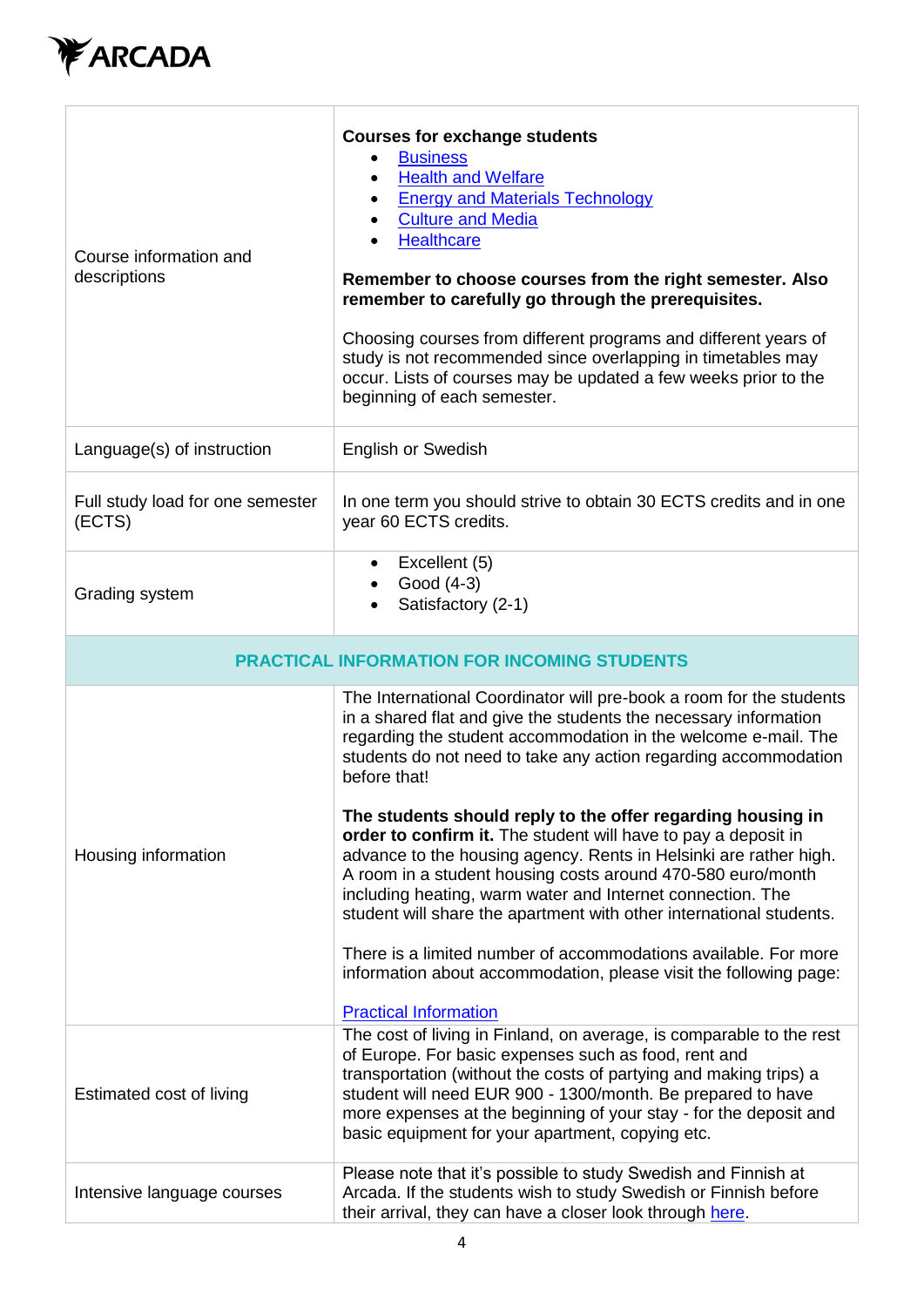| | |
|---|---|
| Course information and descriptions | **Courses for exchange students**<br>• Business<br>• Health and Welfare<br>• Energy and Materials Technology<br>• Culture and Media<br>• Healthcare<br><br>**Remember to choose courses from the right semester. Also remember to carefully go through the prerequisites.**<br><br>Choosing courses from different programs and different years of study is not recommended since overlapping in timetables may occur. Lists of courses may be updated a few weeks prior to the beginning of each semester. |
| Language(s) of instruction | English or Swedish |
| Full study load for one semester (ECTS) | In one term you should strive to obtain 30 ECTS credits and in one year 60 ECTS credits. |
| Grading system | • Excellent (5)<br>• Good (4-3)<br>• Satisfactory (2-1) |
| **PRACTICAL INFORMATION FOR INCOMING STUDENTS** | |
| Housing information | The International Coordinator will pre-book a room for the students in a shared flat and give the students the necessary information regarding the student accommodation in the welcome e-mail. The students do not need to take any action regarding accommodation before that!<br><br>**The students should reply to the offer regarding housing in order to confirm it.** The student will have to pay a deposit in advance to the housing agency. Rents in Helsinki are rather high. A room in a student housing costs around 470-580 euro/month including heating, warm water and Internet connection. The student will share the apartment with other international students.<br><br>There is a limited number of accommodations available. For more information about accommodation, please visit the following page:<br><br>Practical Information |
| Estimated cost of living | The cost of living in Finland, on average, is comparable to the rest of Europe. For basic expenses such as food, rent and transportation (without the costs of partying and making trips) a student will need EUR 900 - 1300/month. Be prepared to have more expenses at the beginning of your stay - for the deposit and basic equipment for your apartment, copying etc. |
| Intensive language courses | Please note that it's possible to study Swedish and Finnish at Arcada. If the students wish to study Swedish or Finnish before their arrival, they can have a closer look through here. |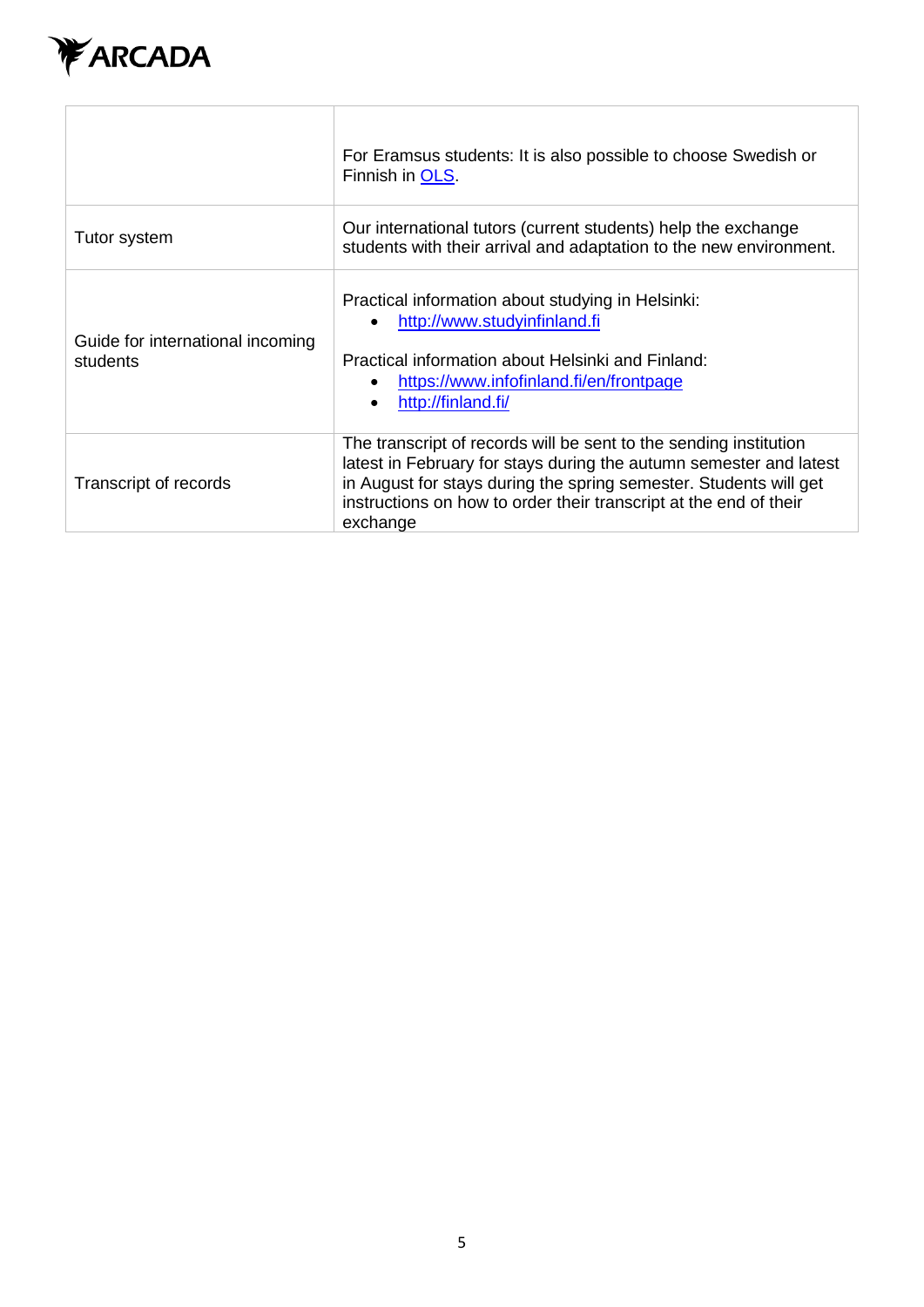| | |
|---|---|
| | For Eramsus students: It is also possible to choose Swedish or Finnish in OLS. |
| Tutor system | Our international tutors (current students) help the exchange students with their arrival and adaptation to the new environment. |
| Guide for international incoming students | Practical information about studying in Helsinki:<br>• http://www.studyinfinland.fi<br><br>Practical information about Helsinki and Finland:<br>• https://www.infofinland.fi/en/frontpage<br>• http://finland.fi/ |
| Transcript of records | The transcript of records will be sent to the sending institution latest in February for stays during the autumn semester and latest in August for stays during the spring semester. Students will get instructions on how to order their transcript at the end of their exchange |